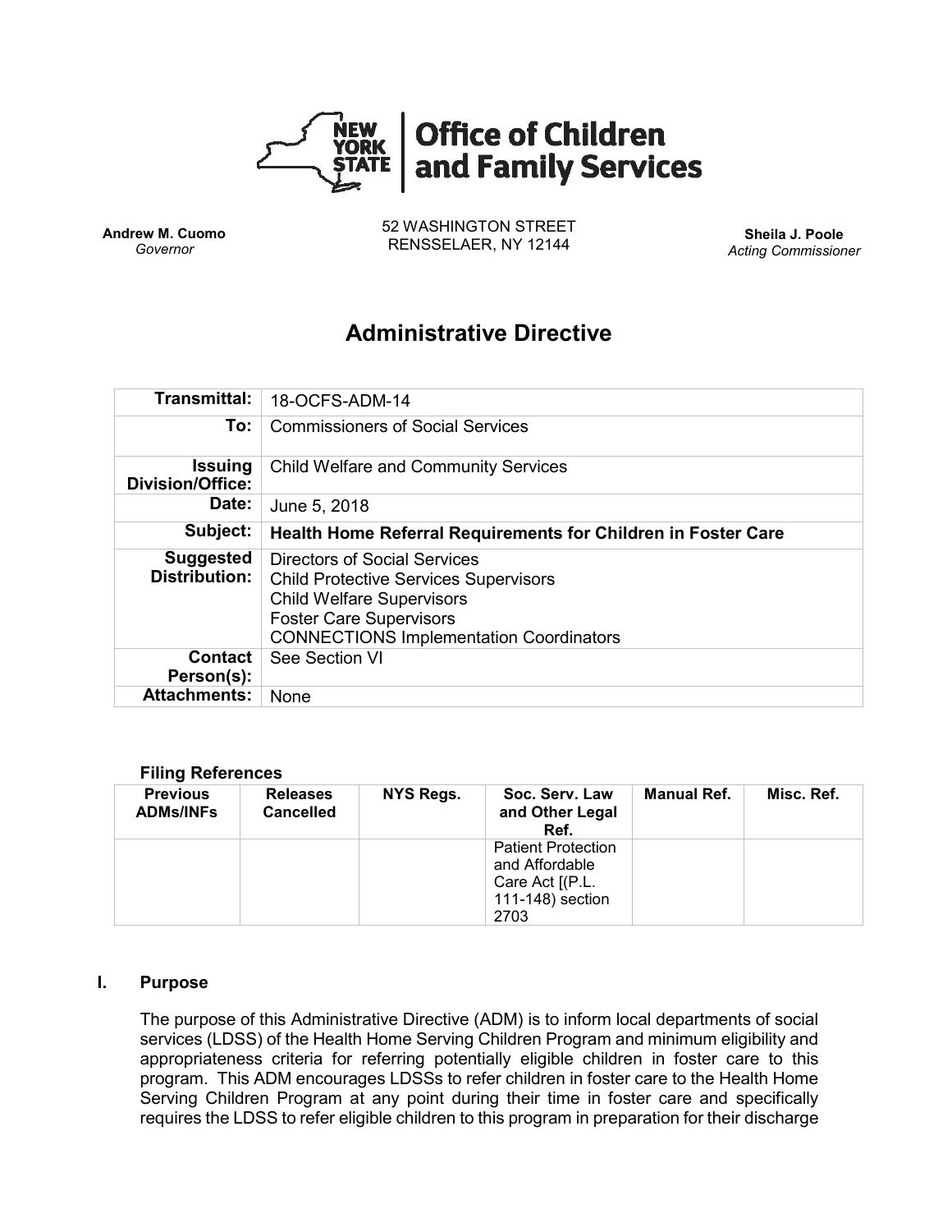**Office of Children and Family Services**

**Andrew M. Cuomo**
*Governor*

52 WASHINGTON STREET
RENSSELAER, NY 12144

**Sheila J. Poole**
*Acting Commissioner*

# Administrative Directive

| | |
|---|---|
| **Transmittal:** | 18-OCFS-ADM-14 |
| **To:** | Commissioners of Social Services |
| **Issuing Division/Office:** | Child Welfare and Community Services |
| **Date:** | June 5, 2018 |
| **Subject:** | **Health Home Referral Requirements for Children in Foster Care** |
| **Suggested Distribution:** | Directors of Social Services<br>Child Protective Services Supervisors<br>Child Welfare Supervisors<br>Foster Care Supervisors<br>CONNECTIONS Implementation Coordinators |
| **Contact Person(s):** | See Section VI |
| **Attachments:** | None |

**Filing References**

| Previous ADMs/INFs | Releases Cancelled | NYS Regs. | Soc. Serv. Law and Other Legal Ref. | Manual Ref. | Misc. Ref. |
|---|---|---|---|---|---|
| | | | Patient Protection and Affordable Care Act [(P.L. 111-148) section 2703 | | |

## I. Purpose

The purpose of this Administrative Directive (ADM) is to inform local departments of social services (LDSS) of the Health Home Serving Children Program and minimum eligibility and appropriateness criteria for referring potentially eligible children in foster care to this program. This ADM encourages LDSSs to refer children in foster care to the Health Home Serving Children Program at any point during their time in foster care and specifically requires the LDSS to refer eligible children to this program in preparation for their discharge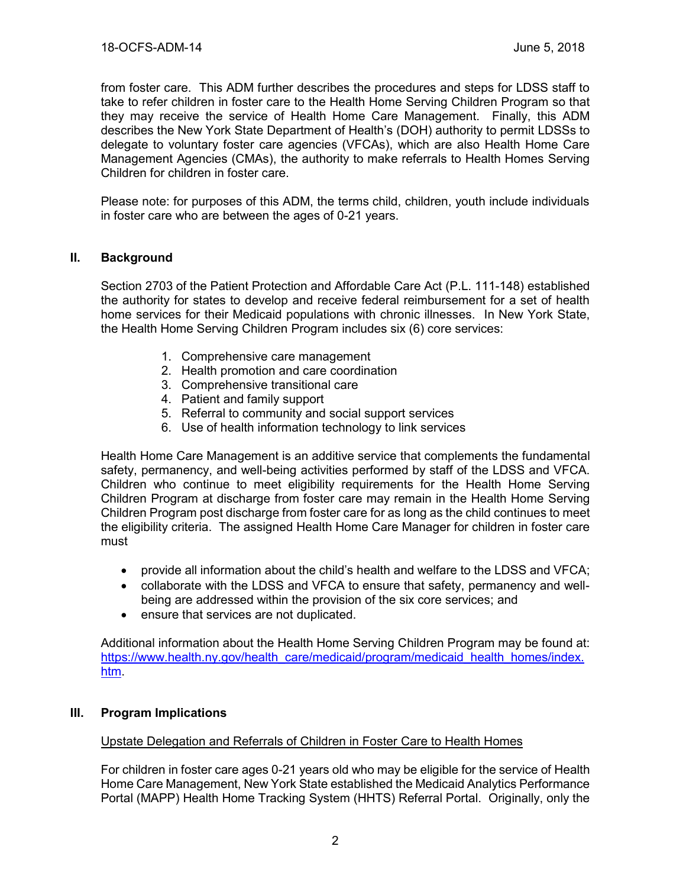from foster care. This ADM further describes the procedures and steps for LDSS staff to take to refer children in foster care to the Health Home Serving Children Program so that they may receive the service of Health Home Care Management. Finally, this ADM describes the New York State Department of Health's (DOH) authority to permit LDSSs to delegate to voluntary foster care agencies (VFCAs), which are also Health Home Care Management Agencies (CMAs), the authority to make referrals to Health Homes Serving Children for children in foster care.

Please note: for purposes of this ADM, the terms child, children, youth include individuals in foster care who are between the ages of 0-21 years.

## II. Background

Section 2703 of the Patient Protection and Affordable Care Act (P.L. 111-148) established the authority for states to develop and receive federal reimbursement for a set of health home services for their Medicaid populations with chronic illnesses. In New York State, the Health Home Serving Children Program includes six (6) core services:

1. Comprehensive care management
2. Health promotion and care coordination
3. Comprehensive transitional care
4. Patient and family support
5. Referral to community and social support services
6. Use of health information technology to link services

Health Home Care Management is an additive service that complements the fundamental safety, permanency, and well-being activities performed by staff of the LDSS and VFCA. Children who continue to meet eligibility requirements for the Health Home Serving Children Program at discharge from foster care may remain in the Health Home Serving Children Program post discharge from foster care for as long as the child continues to meet the eligibility criteria. The assigned Health Home Care Manager for children in foster care must

- provide all information about the child's health and welfare to the LDSS and VFCA;
- collaborate with the LDSS and VFCA to ensure that safety, permanency and well-being are addressed within the provision of the six core services; and
- ensure that services are not duplicated.

Additional information about the Health Home Serving Children Program may be found at: https://www.health.ny.gov/health_care/medicaid/program/medicaid_health_homes/index.htm.

## III. Program Implications

Upstate Delegation and Referrals of Children in Foster Care to Health Homes

For children in foster care ages 0-21 years old who may be eligible for the service of Health Home Care Management, New York State established the Medicaid Analytics Performance Portal (MAPP) Health Home Tracking System (HHTS) Referral Portal. Originally, only the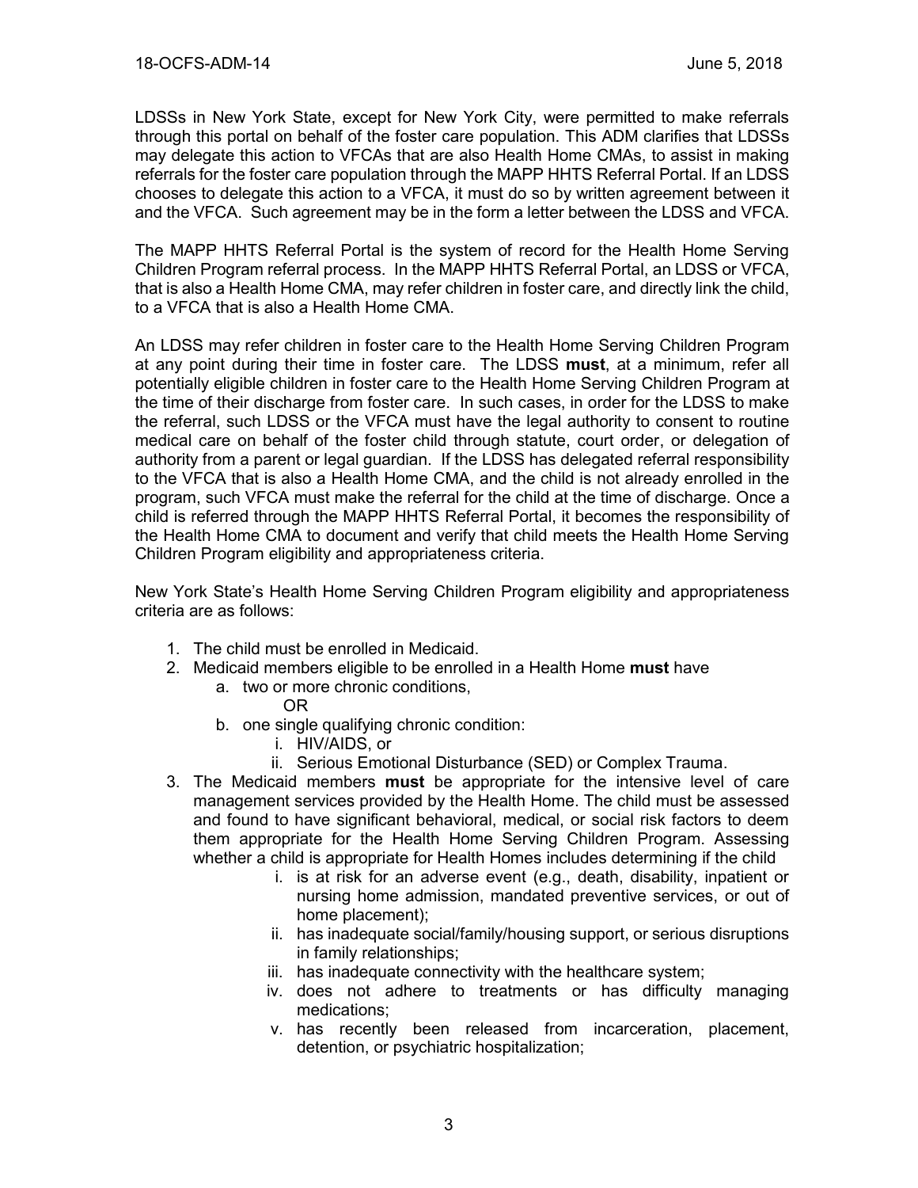LDSSs in New York State, except for New York City, were permitted to make referrals through this portal on behalf of the foster care population. This ADM clarifies that LDSSs may delegate this action to VFCAs that are also Health Home CMAs, to assist in making referrals for the foster care population through the MAPP HHTS Referral Portal. If an LDSS chooses to delegate this action to a VFCA, it must do so by written agreement between it and the VFCA. Such agreement may be in the form a letter between the LDSS and VFCA.

The MAPP HHTS Referral Portal is the system of record for the Health Home Serving Children Program referral process. In the MAPP HHTS Referral Portal, an LDSS or VFCA, that is also a Health Home CMA, may refer children in foster care, and directly link the child, to a VFCA that is also a Health Home CMA.

An LDSS may refer children in foster care to the Health Home Serving Children Program at any point during their time in foster care. The LDSS **must**, at a minimum, refer all potentially eligible children in foster care to the Health Home Serving Children Program at the time of their discharge from foster care. In such cases, in order for the LDSS to make the referral, such LDSS or the VFCA must have the legal authority to consent to routine medical care on behalf of the foster child through statute, court order, or delegation of authority from a parent or legal guardian. If the LDSS has delegated referral responsibility to the VFCA that is also a Health Home CMA, and the child is not already enrolled in the program, such VFCA must make the referral for the child at the time of discharge. Once a child is referred through the MAPP HHTS Referral Portal, it becomes the responsibility of the Health Home CMA to document and verify that child meets the Health Home Serving Children Program eligibility and appropriateness criteria.

New York State's Health Home Serving Children Program eligibility and appropriateness criteria are as follows:

1. The child must be enrolled in Medicaid.
2. Medicaid members eligible to be enrolled in a Health Home **must** have
   a. two or more chronic conditions,
      OR
   b. one single qualifying chronic condition:
      i. HIV/AIDS, or
      ii. Serious Emotional Disturbance (SED) or Complex Trauma.
3. The Medicaid members **must** be appropriate for the intensive level of care management services provided by the Health Home. The child must be assessed and found to have significant behavioral, medical, or social risk factors to deem them appropriate for the Health Home Serving Children Program. Assessing whether a child is appropriate for Health Homes includes determining if the child
   i. is at risk for an adverse event (e.g., death, disability, inpatient or nursing home admission, mandated preventive services, or out of home placement);
   ii. has inadequate social/family/housing support, or serious disruptions in family relationships;
   iii. has inadequate connectivity with the healthcare system;
   iv. does not adhere to treatments or has difficulty managing medications;
   v. has recently been released from incarceration, placement, detention, or psychiatric hospitalization;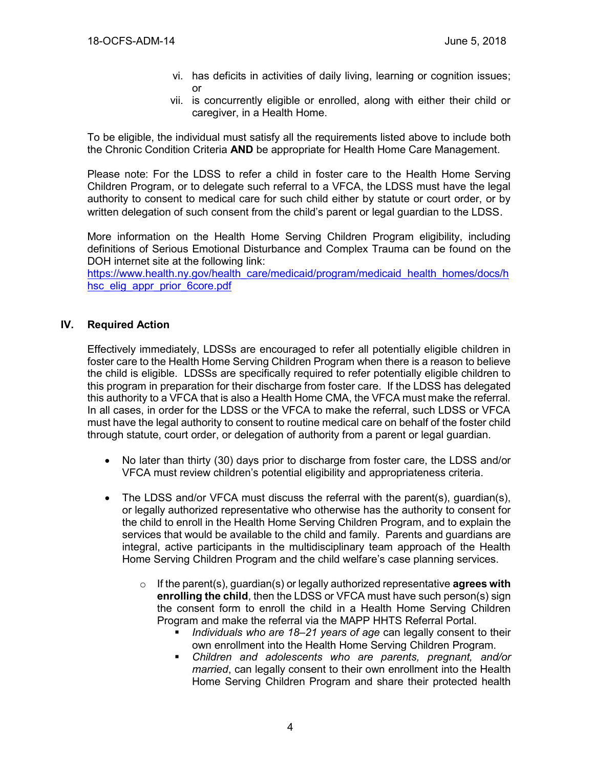vi. has deficits in activities of daily living, learning or cognition issues; or
vii. is concurrently eligible or enrolled, along with either their child or caregiver, in a Health Home.

To be eligible, the individual must satisfy all the requirements listed above to include both the Chronic Condition Criteria **AND** be appropriate for Health Home Care Management.

Please note: For the LDSS to refer a child in foster care to the Health Home Serving Children Program, or to delegate such referral to a VFCA, the LDSS must have the legal authority to consent to medical care for such child either by statute or court order, or by written delegation of such consent from the child's parent or legal guardian to the LDSS.

More information on the Health Home Serving Children Program eligibility, including definitions of Serious Emotional Disturbance and Complex Trauma can be found on the DOH internet site at the following link:
[https://www.health.ny.gov/health_care/medicaid/program/medicaid_health_homes/docs/hhsc_elig_appr_prior_6core.pdf](https://www.health.ny.gov/health_care/medicaid/program/medicaid_health_homes/docs/hhsc_elig_appr_prior_6core.pdf)

## IV. Required Action

Effectively immediately, LDSSs are encouraged to refer all potentially eligible children in foster care to the Health Home Serving Children Program when there is a reason to believe the child is eligible. LDSSs are specifically required to refer potentially eligible children to this program in preparation for their discharge from foster care. If the LDSS has delegated this authority to a VFCA that is also a Health Home CMA, the VFCA must make the referral. In all cases, in order for the LDSS or the VFCA to make the referral, such LDSS or VFCA must have the legal authority to consent to routine medical care on behalf of the foster child through statute, court order, or delegation of authority from a parent or legal guardian.

- No later than thirty (30) days prior to discharge from foster care, the LDSS and/or VFCA must review children's potential eligibility and appropriateness criteria.

- The LDSS and/or VFCA must discuss the referral with the parent(s), guardian(s), or legally authorized representative who otherwise has the authority to consent for the child to enroll in the Health Home Serving Children Program, and to explain the services that would be available to the child and family. Parents and guardians are integral, active participants in the multidisciplinary team approach of the Health Home Serving Children Program and the child welfare's case planning services.

    - If the parent(s), guardian(s) or legally authorized representative **agrees with enrolling the child**, then the LDSS or VFCA must have such person(s) sign the consent form to enroll the child in a Health Home Serving Children Program and make the referral via the MAPP HHTS Referral Portal.
        - *Individuals who are 18–21 years of age* can legally consent to their own enrollment into the Health Home Serving Children Program.
        - *Children and adolescents who are parents, pregnant, and/or married*, can legally consent to their own enrollment into the Health Home Serving Children Program and share their protected health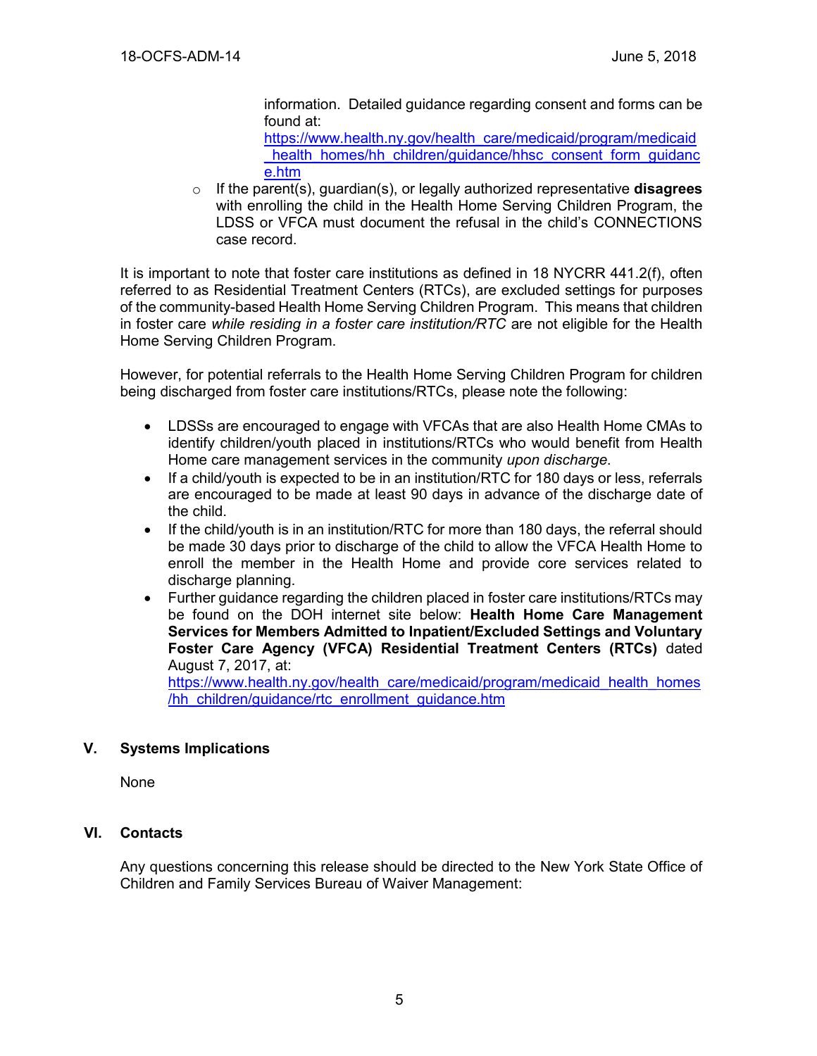information. Detailed guidance regarding consent and forms can be found at: https://www.health.ny.gov/health_care/medicaid/program/medicaid_health_homes/hh_children/guidance/hhsc_consent_form_guidance.htm

- If the parent(s), guardian(s), or legally authorized representative **disagrees** with enrolling the child in the Health Home Serving Children Program, the LDSS or VFCA must document the refusal in the child's CONNECTIONS case record.

It is important to note that foster care institutions as defined in 18 NYCRR 441.2(f), often referred to as Residential Treatment Centers (RTCs), are excluded settings for purposes of the community-based Health Home Serving Children Program. This means that children in foster care *while residing in a foster care institution/RTC* are not eligible for the Health Home Serving Children Program.

However, for potential referrals to the Health Home Serving Children Program for children being discharged from foster care institutions/RTCs, please note the following:

- LDSSs are encouraged to engage with VFCAs that are also Health Home CMAs to identify children/youth placed in institutions/RTCs who would benefit from Health Home care management services in the community *upon discharge*.
- If a child/youth is expected to be in an institution/RTC for 180 days or less, referrals are encouraged to be made at least 90 days in advance of the discharge date of the child.
- If the child/youth is in an institution/RTC for more than 180 days, the referral should be made 30 days prior to discharge of the child to allow the VFCA Health Home to enroll the member in the Health Home and provide core services related to discharge planning.
- Further guidance regarding the children placed in foster care institutions/RTCs may be found on the DOH internet site below: **Health Home Care Management Services for Members Admitted to Inpatient/Excluded Settings and Voluntary Foster Care Agency (VFCA) Residential Treatment Centers (RTCs)** dated August 7, 2017, at: https://www.health.ny.gov/health_care/medicaid/program/medicaid_health_homes/hh_children/guidance/rtc_enrollment_guidance.htm

## V. Systems Implications

None

## VI. Contacts

Any questions concerning this release should be directed to the New York State Office of Children and Family Services Bureau of Waiver Management: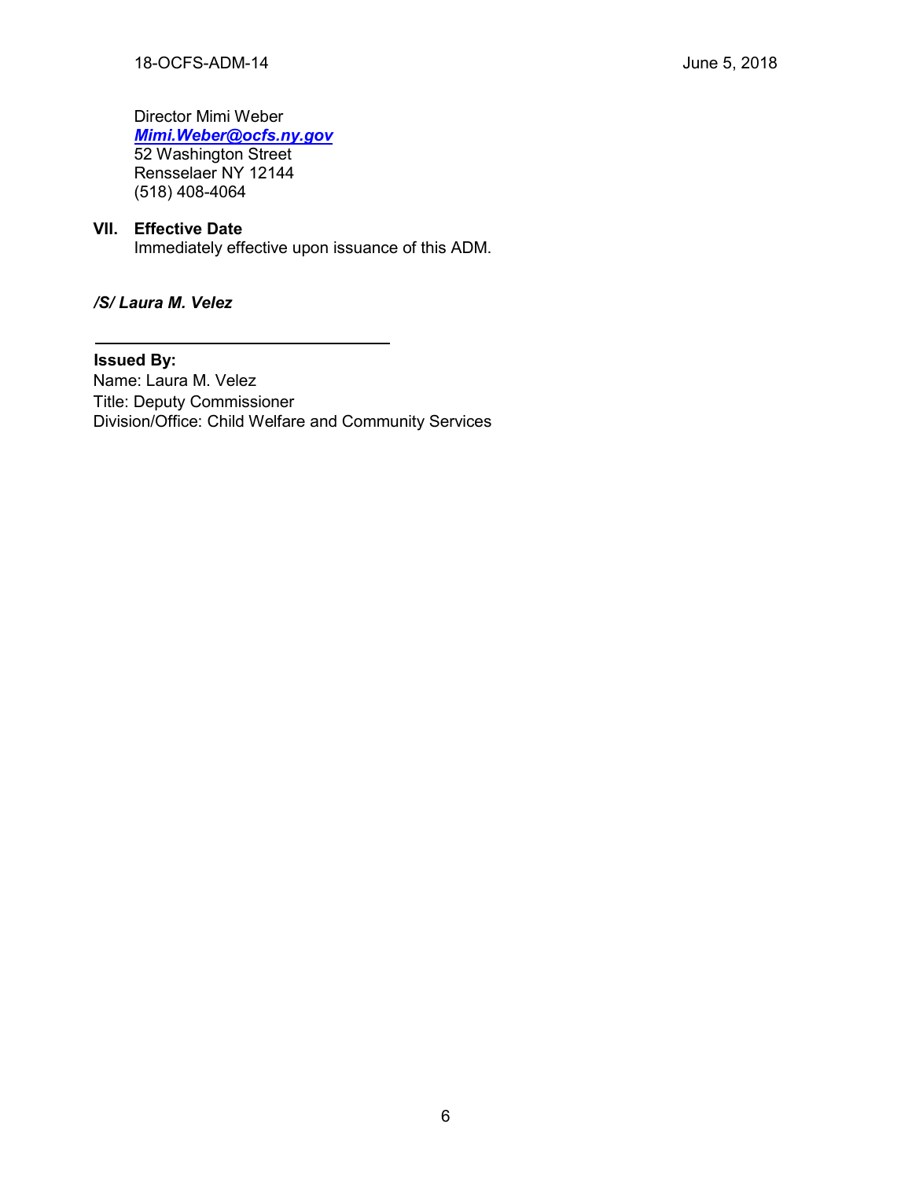Director Mimi Weber
[***Mimi.Weber@ocfs.ny.gov***](mailto:Mimi.Weber@ocfs.ny.gov)
52 Washington Street
Rensselaer NY 12144
(518) 408-4064

## VII. Effective Date

Immediately effective upon issuance of this ADM.

***/S/ Laura M. Velez***

---

**Issued By:**
Name: Laura M. Velez
Title: Deputy Commissioner
Division/Office: Child Welfare and Community Services